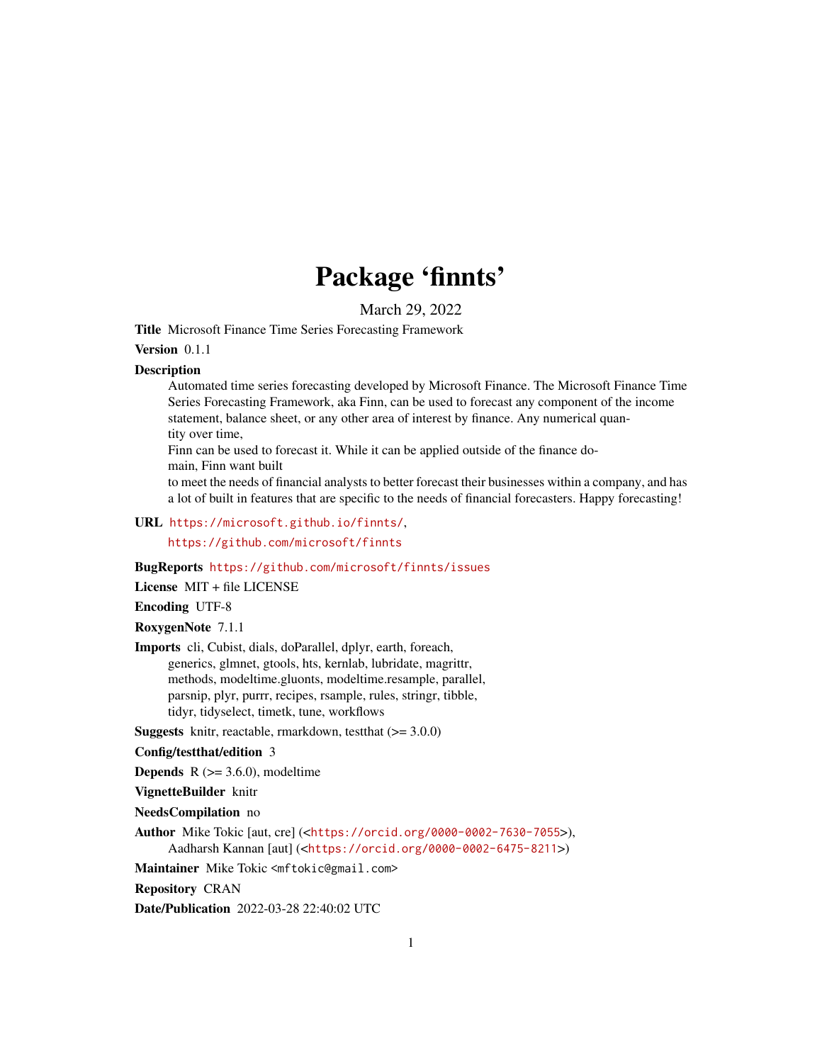# Package 'finnts'

March 29, 2022

**Title** Microsoft Finance Time Series Forecasting Framework

**Version** 0.1.1

**Description**

Automated time series forecasting developed by Microsoft Finance. The Microsoft Finance Time Series Forecasting Framework, aka Finn, can be used to forecast any component of the income statement, balance sheet, or any other area of interest by finance. Any numerical quantity over time,
Finn can be used to forecast it. While it can be applied outside of the finance domain, Finn want built
to meet the needs of financial analysts to better forecast their businesses within a company, and has a lot of built in features that are specific to the needs of financial forecasters. Happy forecasting!

**URL** https://microsoft.github.io/finnts/,
https://github.com/microsoft/finnts

**BugReports** https://github.com/microsoft/finnts/issues

**License** MIT + file LICENSE

**Encoding** UTF-8

**RoxygenNote** 7.1.1

**Imports** cli, Cubist, dials, doParallel, dplyr, earth, foreach, generics, glmnet, gtools, hts, kernlab, lubridate, magrittr, methods, modeltime.gluonts, modeltime.resample, parallel, parsnip, plyr, purrr, recipes, rsample, rules, stringr, tibble, tidyr, tidyselect, timetk, tune, workflows

**Suggests** knitr, reactable, rmarkdown, testthat (>= 3.0.0)

**Config/testthat/edition** 3

**Depends** R (>= 3.6.0), modeltime

**VignetteBuilder** knitr

**NeedsCompilation** no

**Author** Mike Tokic [aut, cre] (<https://orcid.org/0000-0002-7630-7055>),
Aadharsh Kannan [aut] (<https://orcid.org/0000-0002-6475-8211>)

**Maintainer** Mike Tokic <mftokic@gmail.com>

**Repository** CRAN

**Date/Publication** 2022-03-28 22:40:02 UTC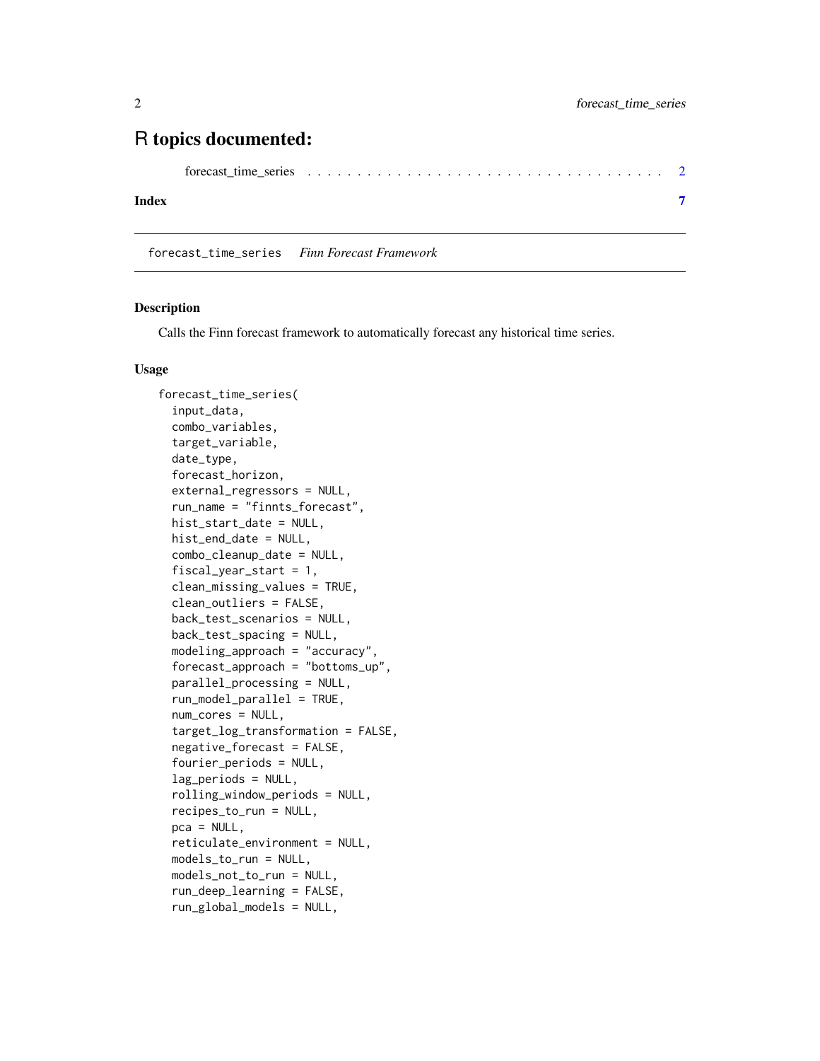# R topics documented:

forecast_time_series . . . . . . . . . . . . . . . . . . . . . . . . . . . . . . . . . . . 2

**Index** **7**

---

forecast_time_series    *Finn Forecast Framework*

---

### Description

Calls the Finn forecast framework to automatically forecast any historical time series.

### Usage

```
forecast_time_series(
  input_data,
  combo_variables,
  target_variable,
  date_type,
  forecast_horizon,
  external_regressors = NULL,
  run_name = "finnts_forecast",
  hist_start_date = NULL,
  hist_end_date = NULL,
  combo_cleanup_date = NULL,
  fiscal_year_start = 1,
  clean_missing_values = TRUE,
  clean_outliers = FALSE,
  back_test_scenarios = NULL,
  back_test_spacing = NULL,
  modeling_approach = "accuracy",
  forecast_approach = "bottoms_up",
  parallel_processing = NULL,
  run_model_parallel = TRUE,
  num_cores = NULL,
  target_log_transformation = FALSE,
  negative_forecast = FALSE,
  fourier_periods = NULL,
  lag_periods = NULL,
  rolling_window_periods = NULL,
  recipes_to_run = NULL,
  pca = NULL,
  reticulate_environment = NULL,
  models_to_run = NULL,
  models_not_to_run = NULL,
  run_deep_learning = FALSE,
  run_global_models = NULL,
```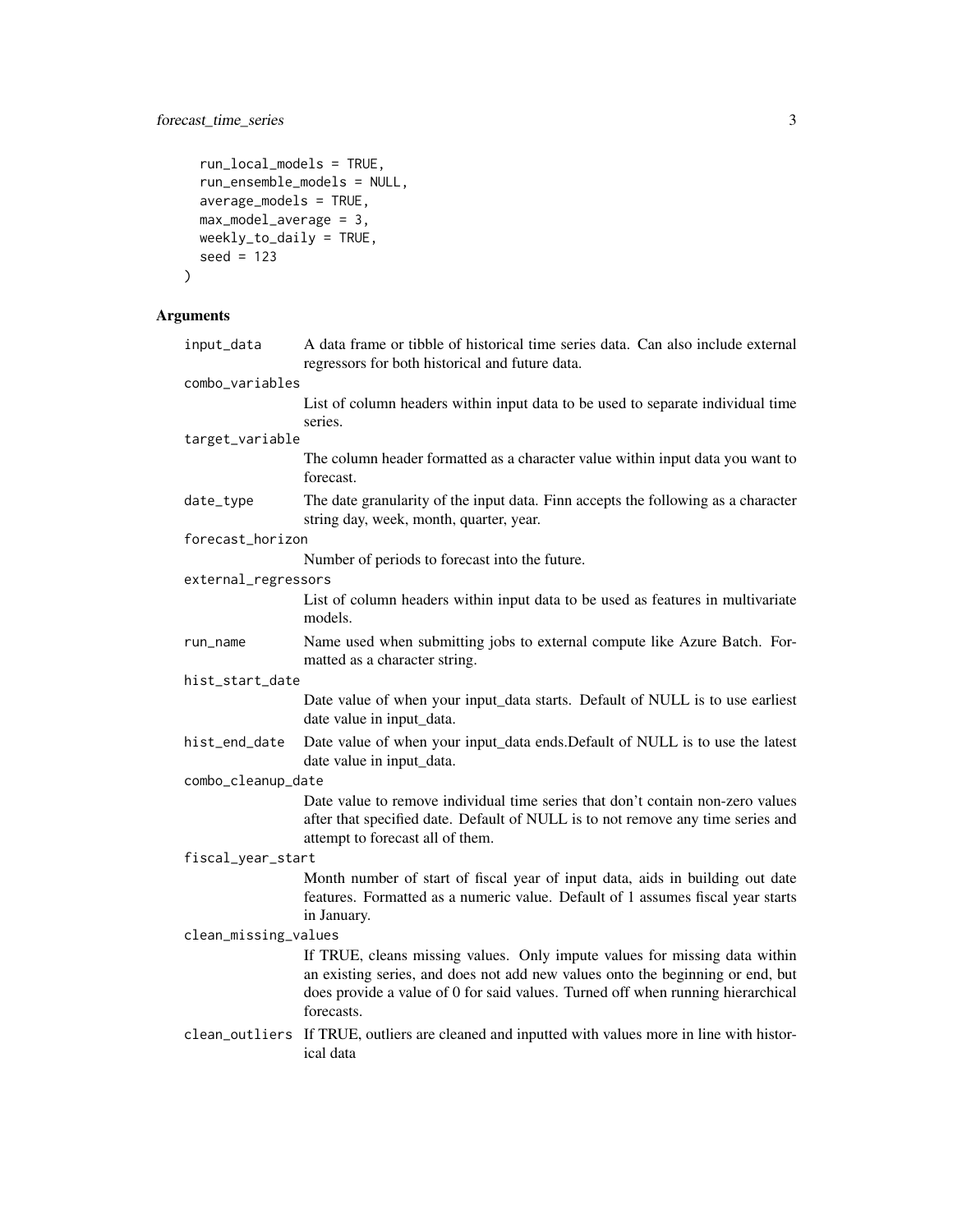```
  run_local_models = TRUE,
  run_ensemble_models = NULL,
  average_models = TRUE,
  max_model_average = 3,
  weekly_to_daily = TRUE,
  seed = 123
)
```

## Arguments

| Argument | Description |
|---|---|
| input_data | A data frame or tibble of historical time series data. Can also include external regressors for both historical and future data. |
| combo_variables | List of column headers within input data to be used to separate individual time series. |
| target_variable | The column header formatted as a character value within input data you want to forecast. |
| date_type | The date granularity of the input data. Finn accepts the following as a character string day, week, month, quarter, year. |
| forecast_horizon | Number of periods to forecast into the future. |
| external_regressors | List of column headers within input data to be used as features in multivariate models. |
| run_name | Name used when submitting jobs to external compute like Azure Batch. Formatted as a character string. |
| hist_start_date | Date value of when your input_data starts. Default of NULL is to use earliest date value in input_data. |
| hist_end_date | Date value of when your input_data ends.Default of NULL is to use the latest date value in input_data. |
| combo_cleanup_date | Date value to remove individual time series that don't contain non-zero values after that specified date. Default of NULL is to not remove any time series and attempt to forecast all of them. |
| fiscal_year_start | Month number of start of fiscal year of input data, aids in building out date features. Formatted as a numeric value. Default of 1 assumes fiscal year starts in January. |
| clean_missing_values | If TRUE, cleans missing values. Only impute values for missing data within an existing series, and does not add new values onto the beginning or end, but does provide a value of 0 for said values. Turned off when running hierarchical forecasts. |
| clean_outliers | If TRUE, outliers are cleaned and inputted with values more in line with historical data |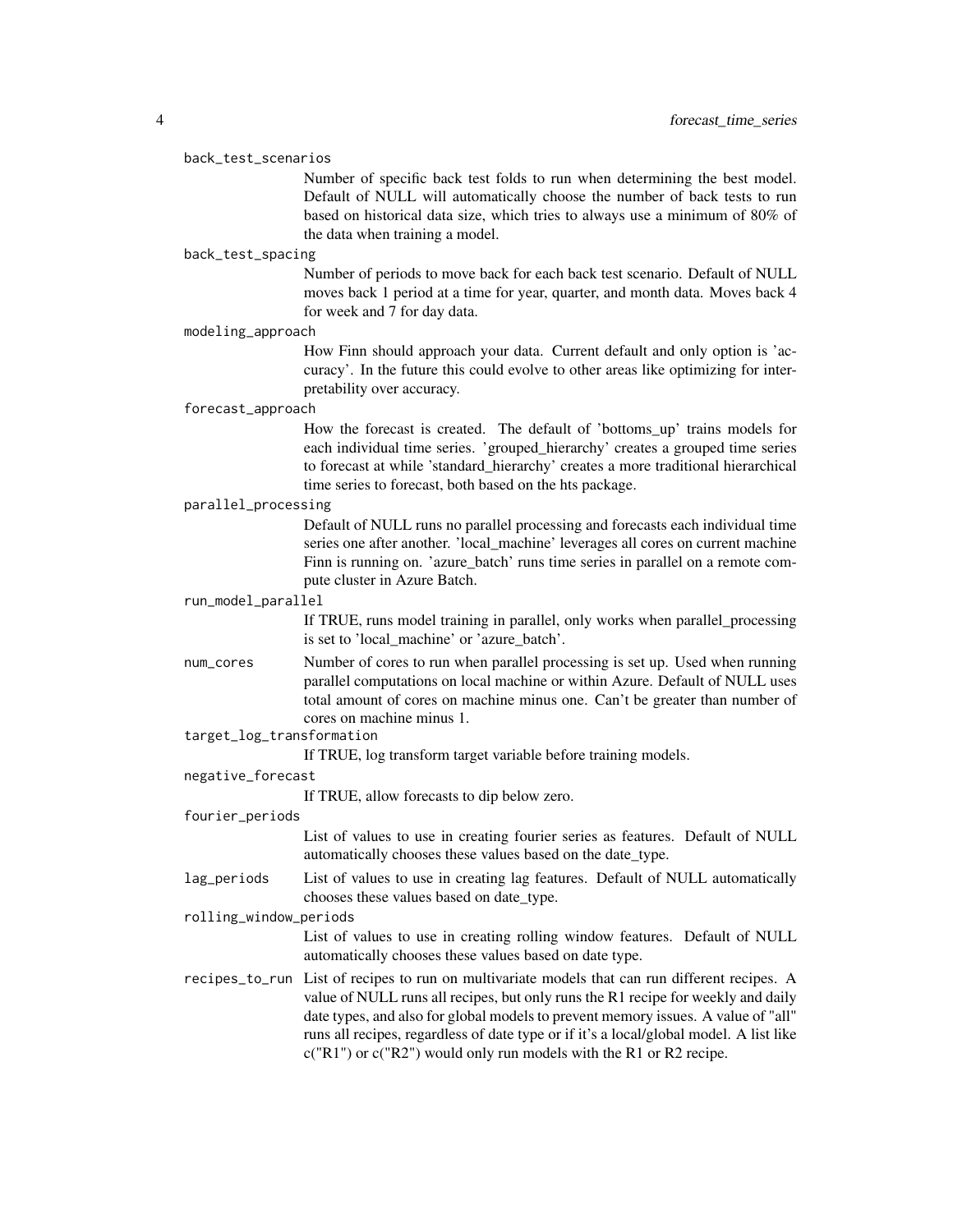back_test_scenarios
: Number of specific back test folds to run when determining the best model. Default of NULL will automatically choose the number of back tests to run based on historical data size, which tries to always use a minimum of 80% of the data when training a model.

back_test_spacing
: Number of periods to move back for each back test scenario. Default of NULL moves back 1 period at a time for year, quarter, and month data. Moves back 4 for week and 7 for day data.

modeling_approach
: How Finn should approach your data. Current default and only option is 'accuracy'. In the future this could evolve to other areas like optimizing for interpretability over accuracy.

forecast_approach
: How the forecast is created. The default of 'bottoms_up' trains models for each individual time series. 'grouped_hierarchy' creates a grouped time series to forecast at while 'standard_hierarchy' creates a more traditional hierarchical time series to forecast, both based on the hts package.

parallel_processing
: Default of NULL runs no parallel processing and forecasts each individual time series one after another. 'local_machine' leverages all cores on current machine Finn is running on. 'azure_batch' runs time series in parallel on a remote compute cluster in Azure Batch.

run_model_parallel
: If TRUE, runs model training in parallel, only works when parallel_processing is set to 'local_machine' or 'azure_batch'.

num_cores
: Number of cores to run when parallel processing is set up. Used when running parallel computations on local machine or within Azure. Default of NULL uses total amount of cores on machine minus one. Can't be greater than number of cores on machine minus 1.

target_log_transformation
: If TRUE, log transform target variable before training models.

negative_forecast
: If TRUE, allow forecasts to dip below zero.

fourier_periods
: List of values to use in creating fourier series as features. Default of NULL automatically chooses these values based on the date_type.

lag_periods
: List of values to use in creating lag features. Default of NULL automatically chooses these values based on date_type.

rolling_window_periods
: List of values to use in creating rolling window features. Default of NULL automatically chooses these values based on date type.

recipes_to_run
: List of recipes to run on multivariate models that can run different recipes. A value of NULL runs all recipes, but only runs the R1 recipe for weekly and daily date types, and also for global models to prevent memory issues. A value of "all" runs all recipes, regardless of date type or if it's a local/global model. A list like c("R1") or c("R2") would only run models with the R1 or R2 recipe.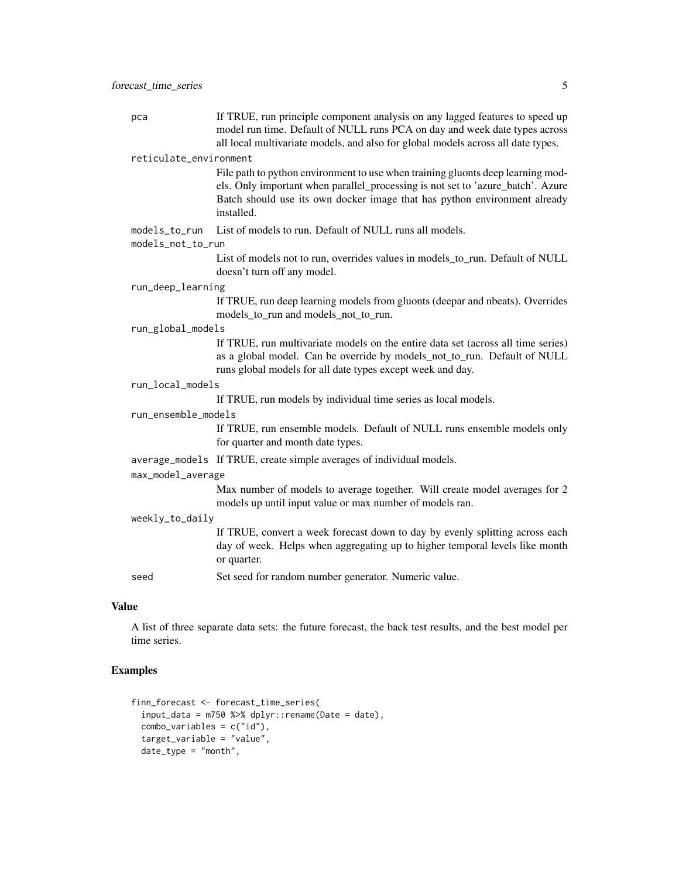| | |
|---|---|
| pca | If TRUE, run principle component analysis on any lagged features to speed up model run time. Default of NULL runs PCA on day and week date types across all local multivariate models, and also for global models across all date types. |
| reticulate_environment | File path to python environment to use when training gluonts deep learning models. Only important when parallel_processing is not set to 'azure_batch'. Azure Batch should use its own docker image that has python environment already installed. |
| models_to_run | List of models to run. Default of NULL runs all models. |
| models_not_to_run | List of models not to run, overrides values in models_to_run. Default of NULL doesn't turn off any model. |
| run_deep_learning | If TRUE, run deep learning models from gluonts (deepar and nbeats). Overrides models_to_run and models_not_to_run. |
| run_global_models | If TRUE, run multivariate models on the entire data set (across all time series) as a global model. Can be override by models_not_to_run. Default of NULL runs global models for all date types except week and day. |
| run_local_models | If TRUE, run models by individual time series as local models. |
| run_ensemble_models | If TRUE, run ensemble models. Default of NULL runs ensemble models only for quarter and month date types. |
| average_models | If TRUE, create simple averages of individual models. |
| max_model_average | Max number of models to average together. Will create model averages for 2 models up until input value or max number of models ran. |
| weekly_to_daily | If TRUE, convert a week forecast down to day by evenly splitting across each day of week. Helps when aggregating up to higher temporal levels like month or quarter. |
| seed | Set seed for random number generator. Numeric value. |

## Value

A list of three separate data sets: the future forecast, the back test results, and the best model per time series.

## Examples

```
finn_forecast <- forecast_time_series(
  input_data = m750 %>% dplyr::rename(Date = date),
  combo_variables = c("id"),
  target_variable = "value",
  date_type = "month",
```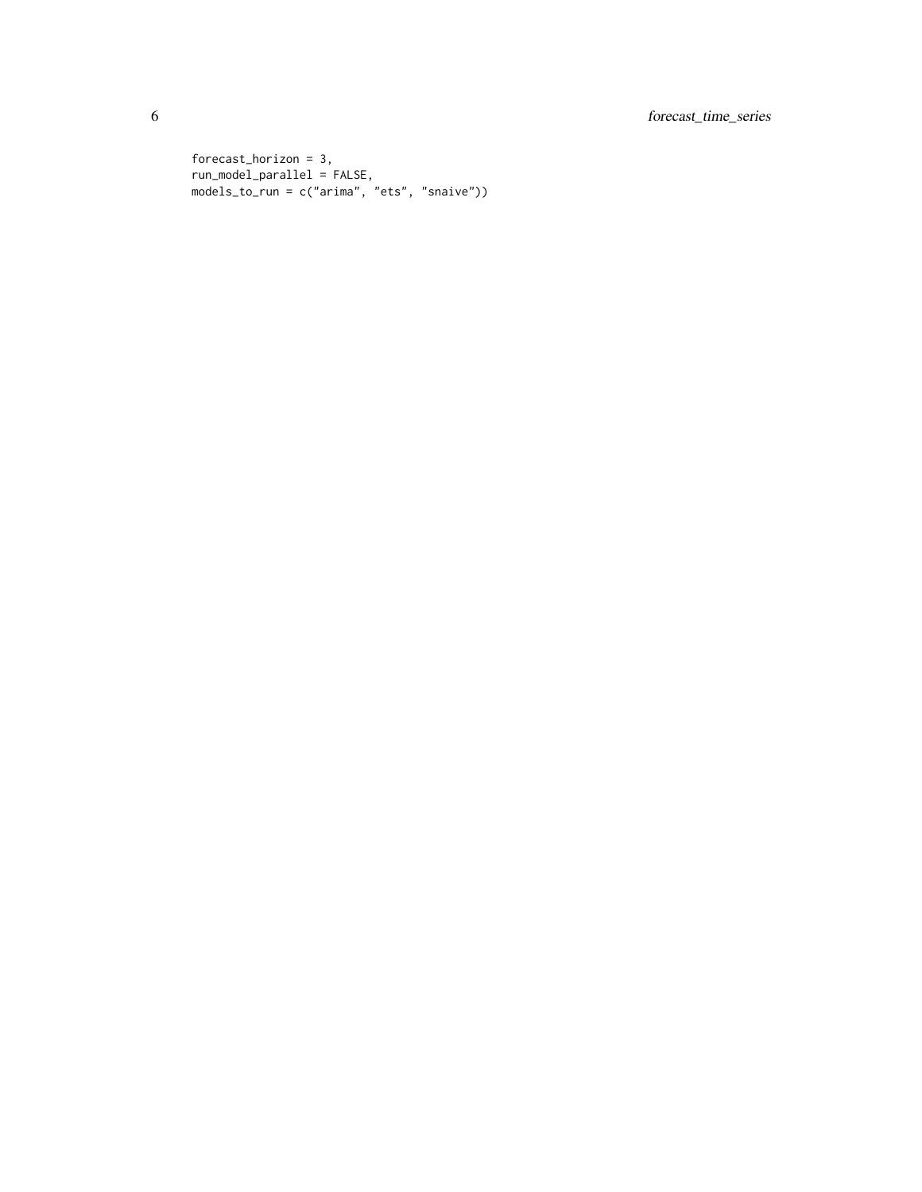```
forecast_horizon = 3,
run_model_parallel = FALSE,
models_to_run = c("arima", "ets", "snaive"))
```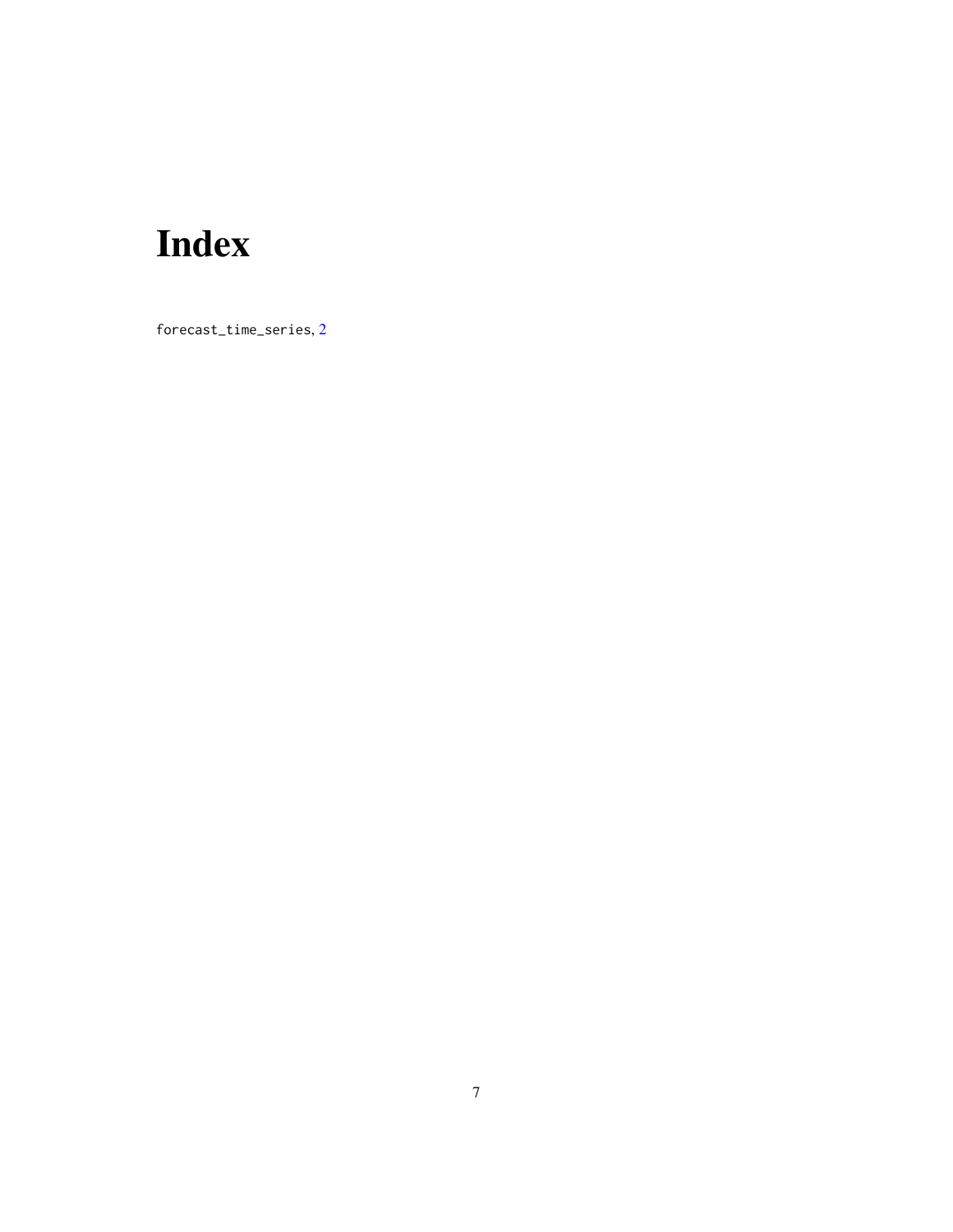# Index

forecast_time_series, 2